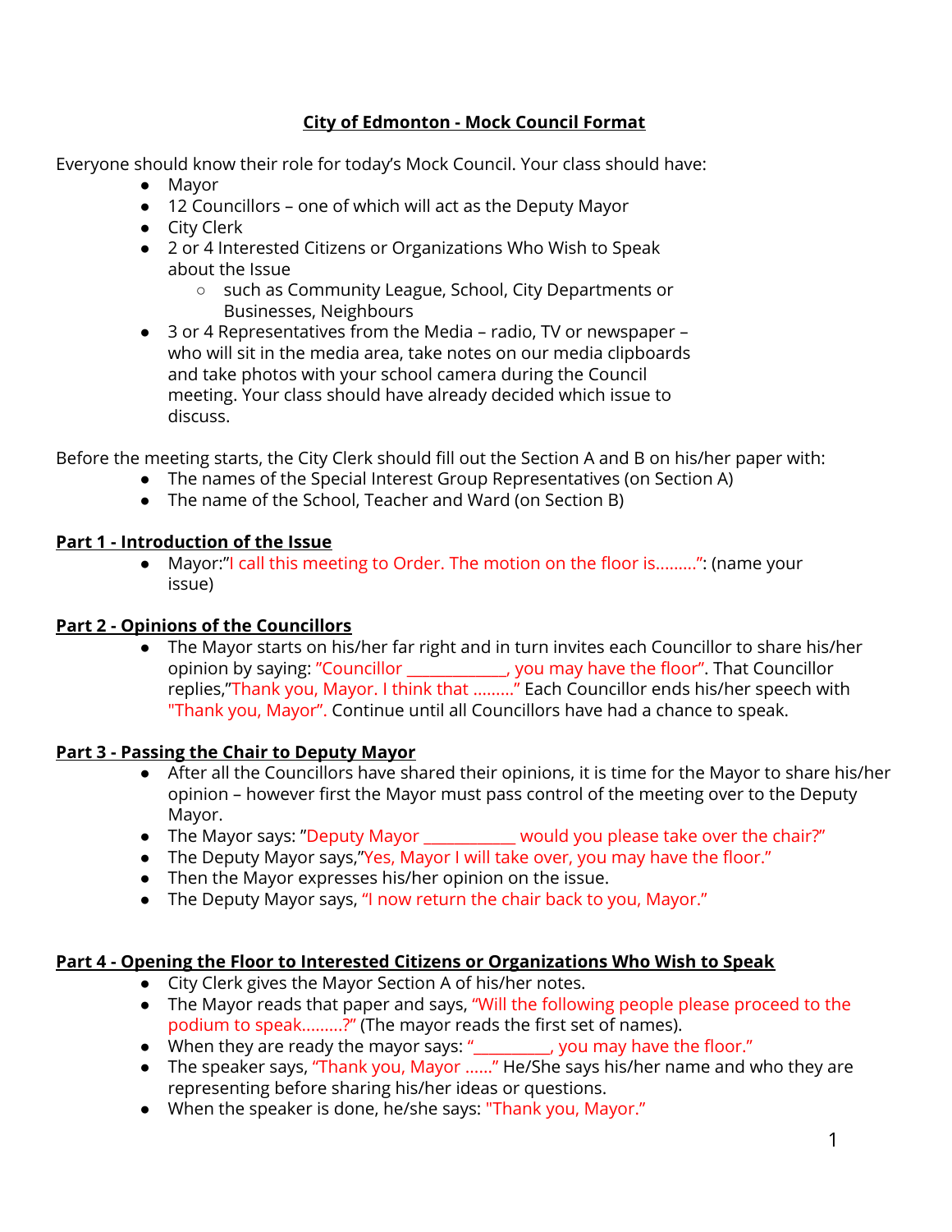# City of Edmonton - Mock Council Format

Everyone should know their role for today's Mock Council. Your class should have:

- Mayor
- 12 Councillors – one of which will act as the Deputy Mayor
- City Clerk
- 2 or 4 Interested Citizens or Organizations Who Wish to Speak about the Issue
    - such as Community League, School, City Departments or Businesses, Neighbours
- 3 or 4 Representatives from the Media – radio, TV or newspaper – who will sit in the media area, take notes on our media clipboards and take photos with your school camera during the Council meeting. Your class should have already decided which issue to discuss.

Before the meeting starts, the City Clerk should fill out the Section A and B on his/her paper with:

- The names of the Special Interest Group Representatives (on Section A)
- The name of the School, Teacher and Ward (on Section B)

## Part 1 - Introduction of the Issue

- Mayor:"I call this meeting to Order. The motion on the floor is.........": (name your issue)

## Part 2 - Opinions of the Councillors

- The Mayor starts on his/her far right and in turn invites each Councillor to share his/her opinion by saying: "Councillor _____________, you may have the floor". That Councillor replies,"Thank you, Mayor. I think that ........." Each Councillor ends his/her speech with "Thank you, Mayor". Continue until all Councillors have had a chance to speak.

## Part 3 - Passing the Chair to Deputy Mayor

- After all the Councillors have shared their opinions, it is time for the Mayor to share his/her opinion – however first the Mayor must pass control of the meeting over to the Deputy Mayor.
- The Mayor says: "Deputy Mayor ____________ would you please take over the chair?"
- The Deputy Mayor says,"Yes, Mayor I will take over, you may have the floor."
- Then the Mayor expresses his/her opinion on the issue.
- The Deputy Mayor says, "I now return the chair back to you, Mayor."

## Part 4 - Opening the Floor to Interested Citizens or Organizations Who Wish to Speak

- City Clerk gives the Mayor Section A of his/her notes.
- The Mayor reads that paper and says, "Will the following people please proceed to the podium to speak.........?" (The mayor reads the first set of names).
- When they are ready the mayor says: "__________, you may have the floor."
- The speaker says, "Thank you, Mayor ......" He/She says his/her name and who they are representing before sharing his/her ideas or questions.
- When the speaker is done, he/she says: "Thank you, Mayor."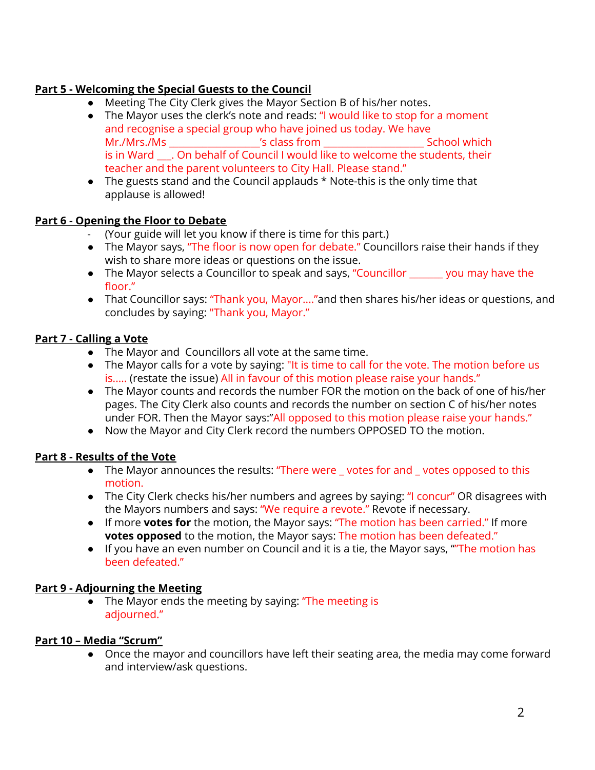## Part 5 - Welcoming the Special Guests to the Council

- Meeting The City Clerk gives the Mayor Section B of his/her notes.
- The Mayor uses the clerk's note and reads: "I would like to stop for a moment and recognise a special group who have joined us today. We have Mr./Mrs./Ms _________________'s class from ___________________ School which is in Ward ___. On behalf of Council I would like to welcome the students, their teacher and the parent volunteers to City Hall. Please stand."
- The guests stand and the Council applauds * Note-this is the only time that applause is allowed!

## Part 6 - Opening the Floor to Debate

- (Your guide will let you know if there is time for this part.)
- The Mayor says, "The floor is now open for debate." Councillors raise their hands if they wish to share more ideas or questions on the issue.
- The Mayor selects a Councillor to speak and says, "Councillor _______ you may have the floor."
- That Councillor says: "Thank you, Mayor...."and then shares his/her ideas or questions, and concludes by saying: "Thank you, Mayor."

## Part 7 - Calling a Vote

- The Mayor and Councillors all vote at the same time.
- The Mayor calls for a vote by saying: "It is time to call for the vote. The motion before us is..... (restate the issue) All in favour of this motion please raise your hands."
- The Mayor counts and records the number FOR the motion on the back of one of his/her pages. The City Clerk also counts and records the number on section C of his/her notes under FOR. Then the Mayor says:"All opposed to this motion please raise your hands."
- Now the Mayor and City Clerk record the numbers OPPOSED TO the motion.

## Part 8 - Results of the Vote

- The Mayor announces the results: "There were _ votes for and _ votes opposed to this motion.
- The City Clerk checks his/her numbers and agrees by saying: "I concur" OR disagrees with the Mayors numbers and says: "We require a revote." Revote if necessary.
- If more **votes for** the motion, the Mayor says: "The motion has been carried." If more **votes opposed** to the motion, the Mayor says: The motion has been defeated."
- If you have an even number on Council and it is a tie, the Mayor says, ""The motion has been defeated."

## Part 9 - Adjourning the Meeting

- The Mayor ends the meeting by saying: "The meeting is adjourned."

## Part 10 – Media "Scrum"

- Once the mayor and councillors have left their seating area, the media may come forward and interview/ask questions.